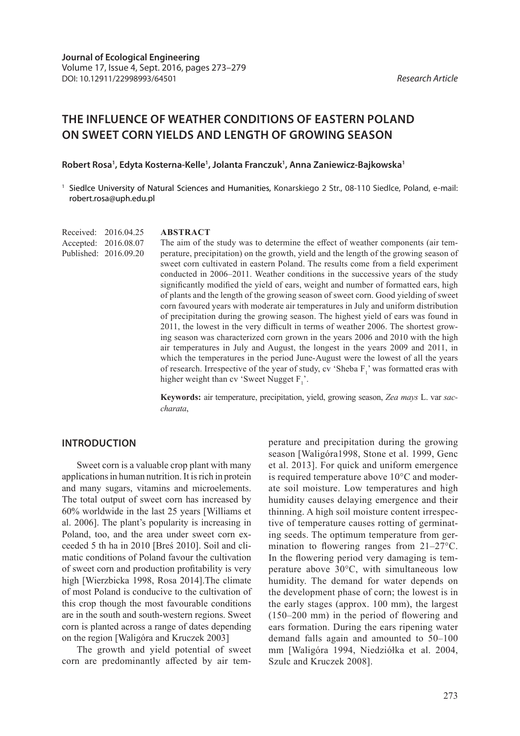**Journal of Ecological Engineering**
Volume 17, Issue 4, Sept. 2016, pages 273–279
DOI: 10.12911/22998993/64501

*Research Article*

# THE INFLUENCE OF WEATHER CONDITIONS OF EASTERN POLAND ON SWEET CORN YIELDS AND LENGTH OF GROWING SEASON

**Robert Rosa[1], Edyta Kosterna-Kelle[1], Jolanta Franczuk[1], Anna Zaniewicz-Bajkowska[1]**

[1] Siedlce University of Natural Sciences and Humanities, Konarskiego 2 Str., 08-110 Siedlce, Poland, e-mail: robert.rosa@uph.edu.pl

Received: 2016.04.25
Accepted: 2016.08.07
Published: 2016.09.20

## ABSTRACT

The aim of the study was to determine the effect of weather components (air temperature, precipitation) on the growth, yield and the length of the growing season of sweet corn cultivated in eastern Poland. The results come from a field experiment conducted in 2006–2011. Weather conditions in the successive years of the study significantly modified the yield of ears, weight and number of formatted ears, high of plants and the length of the growing season of sweet corn. Good yielding of sweet corn favoured years with moderate air temperatures in July and uniform distribution of precipitation during the growing season. The highest yield of ears was found in 2011, the lowest in the very difficult in terms of weather 2006. The shortest growing season was characterized corn grown in the years 2006 and 2010 with the high air temperatures in July and August, the longest in the years 2009 and 2011, in which the temperatures in the period June-August were the lowest of all the years of research. Irrespective of the year of study, cv 'Sheba $F_1$' was formatted eras with higher weight than cv 'Sweet Nugget $F_1$'.

**Keywords:** air temperature, precipitation, yield, growing season, *Zea mays* L. var *saccharata*,

## INTRODUCTION

Sweet corn is a valuable crop plant with many applications in human nutrition. It is rich in protein and many sugars, vitamins and microelements. The total output of sweet corn has increased by 60% worldwide in the last 25 years [Williams et al. 2006]. The plant's popularity is increasing in Poland, too, and the area under sweet corn exceeded 5 th ha in 2010 [Breś 2010]. Soil and climatic conditions of Poland favour the cultivation of sweet corn and production profitability is very high [Wierzbicka 1998, Rosa 2014].The climate of most Poland is conducive to the cultivation of this crop though the most favourable conditions are in the south and south-western regions. Sweet corn is planted across a range of dates depending on the region [Waligóra and Kruczek 2003]

The growth and yield potential of sweet corn are predominantly affected by air temperature and precipitation during the growing season [Waligóra1998, Stone et al. 1999, Genc et al. 2013]. For quick and uniform emergence is required temperature above 10°C and moderate soil moisture. Low temperatures and high humidity causes delaying emergence and their thinning. A high soil moisture content irrespective of temperature causes rotting of germinating seeds. The optimum temperature from germination to flowering ranges from 21–27°C. In the flowering period very damaging is temperature above 30°C, with simultaneous low humidity. The demand for water depends on the development phase of corn; the lowest is in the early stages (approx. 100 mm), the largest (150–200 mm) in the period of flowering and ears formation. During the ears ripening water demand falls again and amounted to 50–100 mm [Waligóra 1994, Niedziółka et al. 2004, Szulc and Kruczek 2008].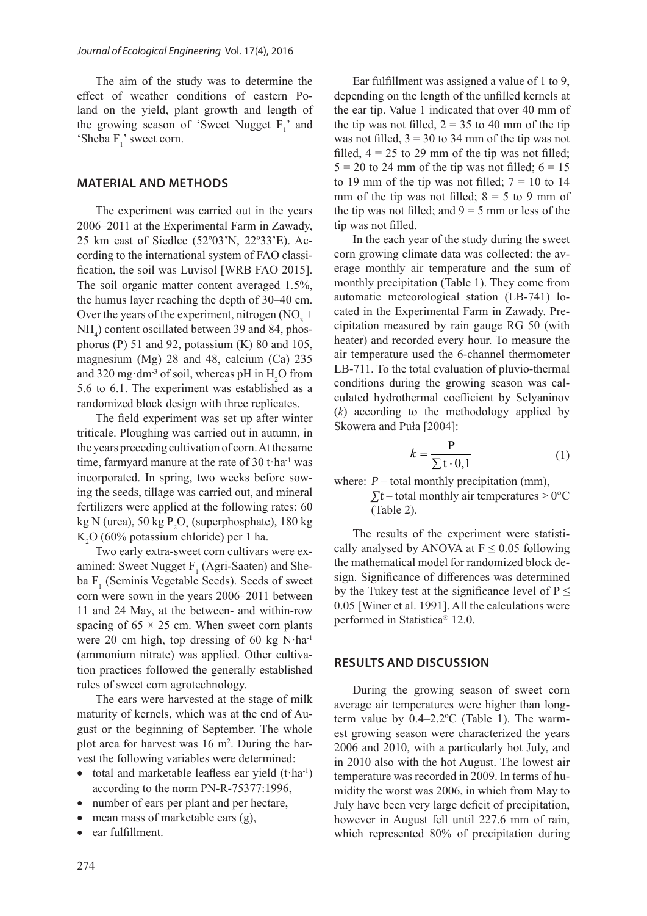The aim of the study was to determine the effect of weather conditions of eastern Poland on the yield, plant growth and length of the growing season of 'Sweet Nugget $F_1$' and 'Sheba $F_1$' sweet corn.

## MATERIAL AND METHODS

The experiment was carried out in the years 2006–2011 at the Experimental Farm in Zawady, 25 km east of Siedlce (52º03'N, 22º33'E). According to the international system of FAO classification, the soil was Luvisol [WRB FAO 2015]. The soil organic matter content averaged 1.5%, the humus layer reaching the depth of 30–40 cm. Over the years of the experiment, nitrogen ($NO_3$ + $NH_4$) content oscillated between 39 and 84, phosphorus (P) 51 and 92, potassium (K) 80 and 105, magnesium (Mg) 28 and 48, calcium (Ca) 235 and 320 mg·dm$^{-3}$ of soil, whereas pH in $H_2O$ from 5.6 to 6.1. The experiment was established as a randomized block design with three replicates.

The field experiment was set up after winter triticale. Ploughing was carried out in autumn, in the years preceding cultivation of corn. At the same time, farmyard manure at the rate of 30 t·ha$^{-1}$ was incorporated. In spring, two weeks before sowing the seeds, tillage was carried out, and mineral fertilizers were applied at the following rates: 60 kg N (urea), 50 kg $P_2O_5$ (superphosphate), 180 kg $K_2O$ (60% potassium chloride) per 1 ha.

Two early extra-sweet corn cultivars were examined: Sweet Nugget $F_1$ (Agri-Saaten) and Sheba $F_1$ (Seminis Vegetable Seeds). Seeds of sweet corn were sown in the years 2006–2011 between 11 and 24 May, at the between- and within-row spacing of 65 × 25 cm. When sweet corn plants were 20 cm high, top dressing of 60 kg N·ha$^{-1}$ (ammonium nitrate) was applied. Other cultivation practices followed the generally established rules of sweet corn agrotechnology.

The ears were harvested at the stage of milk maturity of kernels, which was at the end of August or the beginning of September. The whole plot area for harvest was 16 m$^2$. During the harvest the following variables were determined:

- total and marketable leafless ear yield (t·ha$^{-1}$) according to the norm PN-R-75377:1996,
- number of ears per plant and per hectare,
- mean mass of marketable ears (g),
- ear fulfillment.

Ear fulfillment was assigned a value of 1 to 9, depending on the length of the unfilled kernels at the ear tip. Value 1 indicated that over 40 mm of the tip was not filled, 2 = 35 to 40 mm of the tip was not filled, 3 = 30 to 34 mm of the tip was not filled, 4 = 25 to 29 mm of the tip was not filled; 5 = 20 to 24 mm of the tip was not filled; 6 = 15 to 19 mm of the tip was not filled; 7 = 10 to 14 mm of the tip was not filled; 8 = 5 to 9 mm of the tip was not filled; and 9 = 5 mm or less of the tip was not filled.

In the each year of the study during the sweet corn growing climate data was collected: the average monthly air temperature and the sum of monthly precipitation (Table 1). They come from automatic meteorological station (LB-741) located in the Experimental Farm in Zawady. Precipitation measured by rain gauge RG 50 (with heater) and recorded every hour. To measure the air temperature used the 6-channel thermometer LB-711. To the total evaluation of pluvio-thermal conditions during the growing season was calculated hydrothermal coefficient by Selyaninov ($k$) according to the methodology applied by Skowera and Puła [2004]:

$$k = \frac{P}{\sum t \cdot 0{,}1} \tag{1}$$

where: $P$ – total monthly precipitation (mm),
$\sum t$ – total monthly air temperatures > 0°C (Table 2).

The results of the experiment were statistically analysed by ANOVA at $F \leq 0.05$ following the mathematical model for randomized block design. Significance of differences was determined by the Tukey test at the significance level of $P \leq 0.05$ [Winer et al. 1991]. All the calculations were performed in Statistica® 12.0.

## RESULTS AND DISCUSSION

During the growing season of sweet corn average air temperatures were higher than long-term value by 0.4–2.2ºC (Table 1). The warmest growing season were characterized the years 2006 and 2010, with a particularly hot July, and in 2010 also with the hot August. The lowest air temperature was recorded in 2009. In terms of humidity the worst was 2006, in which from May to July have been very large deficit of precipitation, however in August fell until 227.6 mm of rain, which represented 80% of precipitation during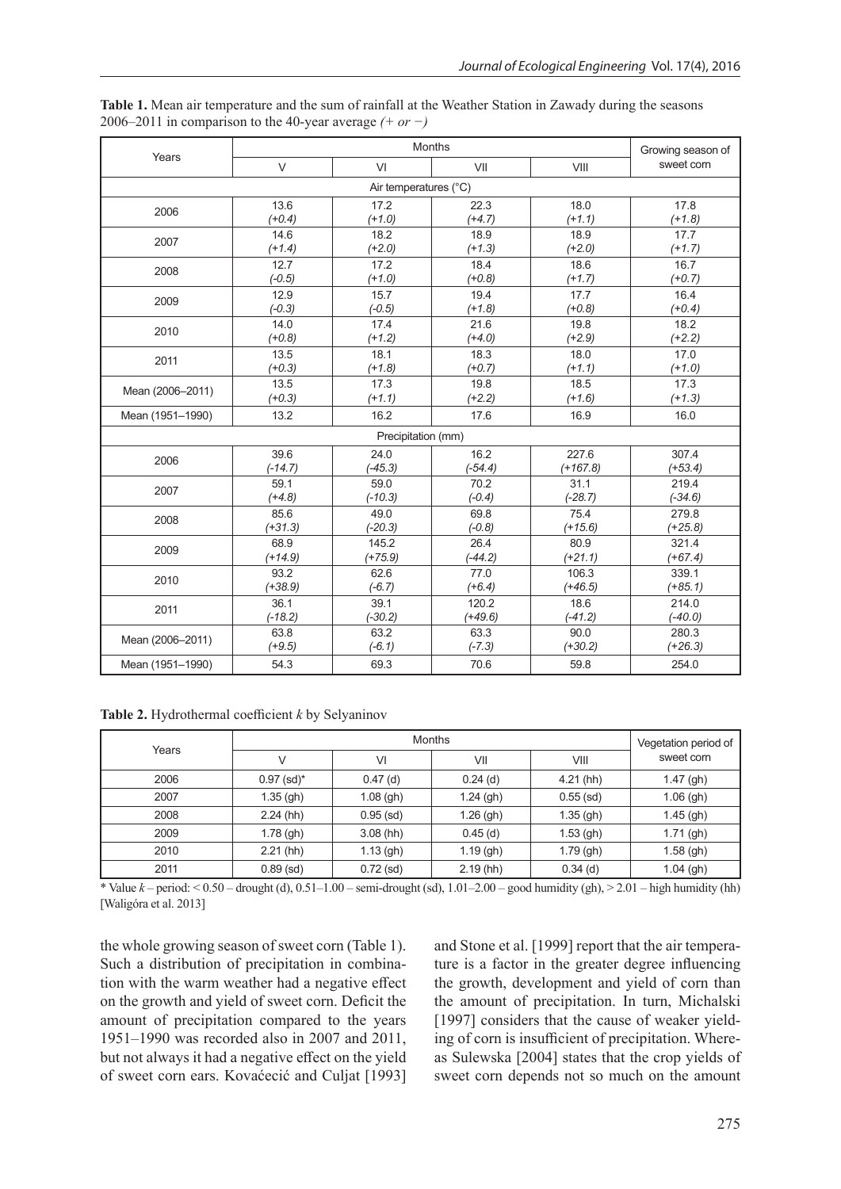**Table 1.** Mean air temperature and the sum of rainfall at the Weather Station in Zawady during the seasons 2006–2011 in comparison to the 40-year average *(+ or −)*

| Years | Months | | | | Growing season of sweet corn |
|---|---|---|---|---|---|
| | V | VI | VII | VIII | |
| Air temperatures (°C) | | | | | |
| 2006 | 13.6 *(+0.4)* | 17.2 *(+1.0)* | 22.3 *(+4.7)* | 18.0 *(+1.1)* | 17.8 *(+1.8)* |
| 2007 | 14.6 *(+1.4)* | 18.2 *(+2.0)* | 18.9 *(+1.3)* | 18.9 *(+2.0)* | 17.7 *(+1.7)* |
| 2008 | 12.7 *(-0.5)* | 17.2 *(+1.0)* | 18.4 *(+0.8)* | 18.6 *(+1.7)* | 16.7 *(+0.7)* |
| 2009 | 12.9 *(-0.3)* | 15.7 *(-0.5)* | 19.4 *(+1.8)* | 17.7 *(+0.8)* | 16.4 *(+0.4)* |
| 2010 | 14.0 *(+0.8)* | 17.4 *(+1.2)* | 21.6 *(+4.0)* | 19.8 *(+2.9)* | 18.2 *(+2.2)* |
| 2011 | 13.5 *(+0.3)* | 18.1 *(+1.8)* | 18.3 *(+0.7)* | 18.0 *(+1.1)* | 17.0 *(+1.0)* |
| Mean (2006–2011) | 13.5 *(+0.3)* | 17.3 *(+1.1)* | 19.8 *(+2.2)* | 18.5 *(+1.6)* | 17.3 *(+1.3)* |
| Mean (1951–1990) | 13.2 | 16.2 | 17.6 | 16.9 | 16.0 |
| Precipitation (mm) | | | | | |
| 2006 | 39.6 *(-14.7)* | 24.0 *(-45.3)* | 16.2 *(-54.4)* | 227.6 *(+167.8)* | 307.4 *(+53.4)* |
| 2007 | 59.1 *(+4.8)* | 59.0 *(-10.3)* | 70.2 *(-0.4)* | 31.1 *(-28.7)* | 219.4 *(-34.6)* |
| 2008 | 85.6 *(+31.3)* | 49.0 *(-20.3)* | 69.8 *(-0.8)* | 75.4 *(+15.6)* | 279.8 *(+25.8)* |
| 2009 | 68.9 *(+14.9)* | 145.2 *(+75.9)* | 26.4 *(-44.2)* | 80.9 *(+21.1)* | 321.4 *(+67.4)* |
| 2010 | 93.2 *(+38.9)* | 62.6 *(-6.7)* | 77.0 *(+6.4)* | 106.3 *(+46.5)* | 339.1 *(+85.1)* |
| 2011 | 36.1 *(-18.2)* | 39.1 *(-30.2)* | 120.2 *(+49.6)* | 18.6 *(-41.2)* | 214.0 *(-40.0)* |
| Mean (2006–2011) | 63.8 *(+9.5)* | 63.2 *(-6.1)* | 63.3 *(-7.3)* | 90.0 *(+30.2)* | 280.3 *(+26.3)* |
| Mean (1951–1990) | 54.3 | 69.3 | 70.6 | 59.8 | 254.0 |

**Table 2.** Hydrothermal coefficient *k* by Selyaninov

| Years | Months | | | | Vegetation period of sweet corn |
|---|---|---|---|---|---|
| | V | VI | VII | VIII | |
| 2006 | 0.97 (sd)* | 0.47 (d) | 0.24 (d) | 4.21 (hh) | 1.47 (gh) |
| 2007 | 1.35 (gh) | 1.08 (gh) | 1.24 (gh) | 0.55 (sd) | 1.06 (gh) |
| 2008 | 2.24 (hh) | 0.95 (sd) | 1.26 (gh) | 1.35 (gh) | 1.45 (gh) |
| 2009 | 1.78 (gh) | 3.08 (hh) | 0.45 (d) | 1.53 (gh) | 1.71 (gh) |
| 2010 | 2.21 (hh) | 1.13 (gh) | 1.19 (gh) | 1.79 (gh) | 1.58 (gh) |
| 2011 | 0.89 (sd) | 0.72 (sd) | 2.19 (hh) | 0.34 (d) | 1.04 (gh) |

\* Value *k* – period: < 0.50 – drought (d), 0.51–1.00 – semi-drought (sd), 1.01–2.00 – good humidity (gh), > 2.01 – high humidity (hh) [Waligóra et al. 2013]

the whole growing season of sweet corn (Table 1). Such a distribution of precipitation in combination with the warm weather had a negative effect on the growth and yield of sweet corn. Deficit the amount of precipitation compared to the years 1951–1990 was recorded also in 2007 and 2011, but not always it had a negative effect on the yield of sweet corn ears. Kovaćecić and Culjat [1993] and Stone et al. [1999] report that the air temperature is a factor in the greater degree influencing the growth, development and yield of corn than the amount of precipitation. In turn, Michalski [1997] considers that the cause of weaker yielding of corn is insufficient of precipitation. Whereas Sulewska [2004] states that the crop yields of sweet corn depends not so much on the amount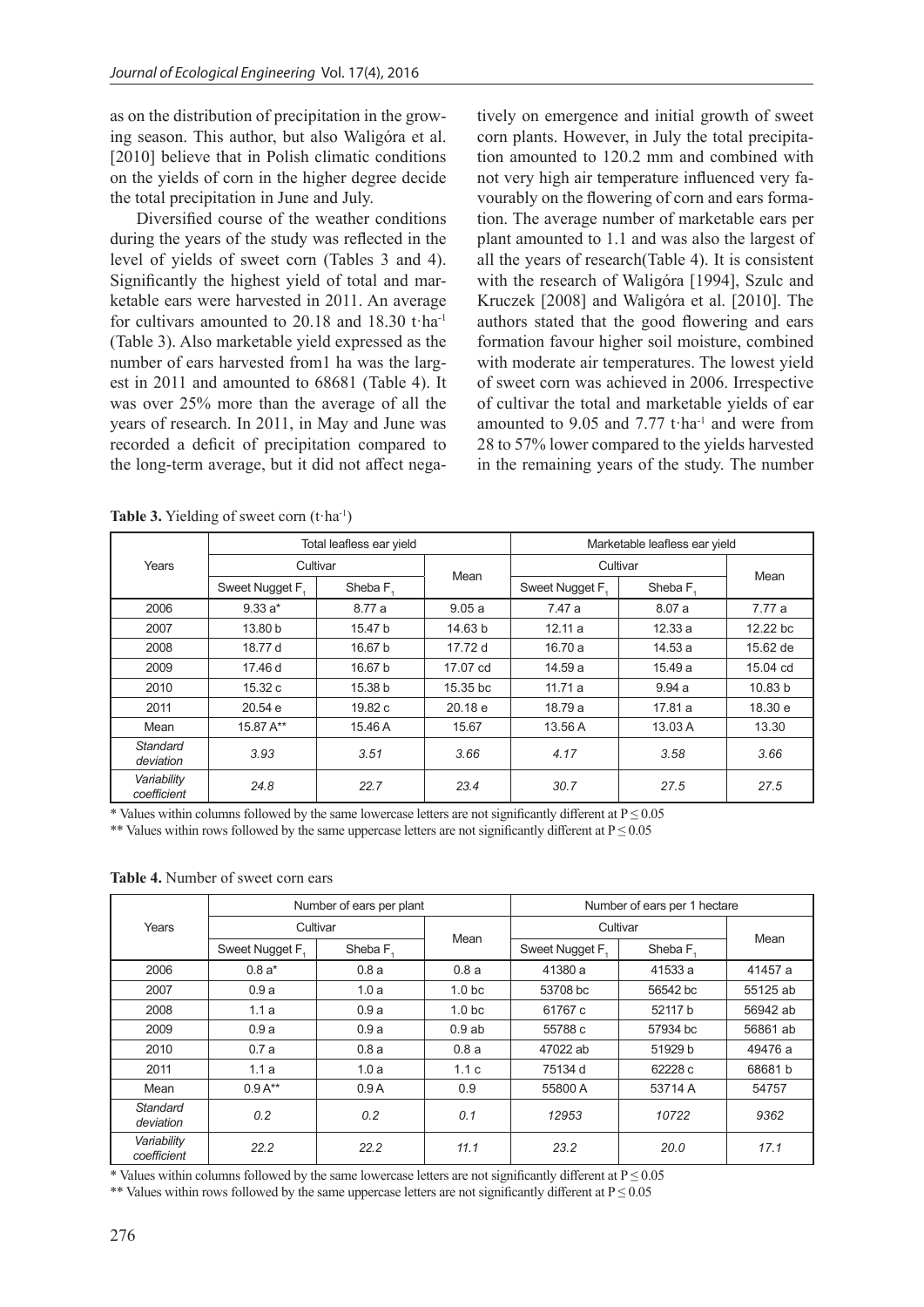as on the distribution of precipitation in the growing season. This author, but also Waligóra et al. [2010] believe that in Polish climatic conditions on the yields of corn in the higher degree decide the total precipitation in June and July.

Diversified course of the weather conditions during the years of the study was reflected in the level of yields of sweet corn (Tables 3 and 4). Significantly the highest yield of total and marketable ears were harvested in 2011. An average for cultivars amounted to 20.18 and 18.30 $t \cdot ha^{-1}$ (Table 3). Also marketable yield expressed as the number of ears harvested from1 ha was the largest in 2011 and amounted to 68681 (Table 4). It was over 25% more than the average of all the years of research. In 2011, in May and June was recorded a deficit of precipitation compared to the long-term average, but it did not affect negatively on emergence and initial growth of sweet corn plants. However, in July the total precipitation amounted to 120.2 mm and combined with not very high air temperature influenced very favourably on the flowering of corn and ears formation. The average number of marketable ears per plant amounted to 1.1 and was also the largest of all the years of research(Table 4). It is consistent with the research of Waligóra [1994], Szulc and Kruczek [2008] and Waligóra et al. [2010]. The authors stated that the good flowering and ears formation favour higher soil moisture, combined with moderate air temperatures. The lowest yield of sweet corn was achieved in 2006. Irrespective of cultivar the total and marketable yields of ear amounted to 9.05 and 7.77 $t \cdot ha^{-1}$ and were from 28 to 57% lower compared to the yields harvested in the remaining years of the study. The number

**Table 3.** Yielding of sweet corn ($t \cdot ha^{-1}$)

| Years | Total leafless ear yield | | | Marketable leafless ear yield | | |
|---|---|---|---|---|---|---|
| | Cultivar | | Mean | Cultivar | | Mean |
| | Sweet Nugget $F_1$ | Sheba $F_1$ | | Sweet Nugget $F_1$ | Sheba $F_1$ | |
| 2006 | 9.33 a* | 8.77 a | 9.05 a | 7.47 a | 8.07 a | 7.77 a |
| 2007 | 13.80 b | 15.47 b | 14.63 b | 12.11 a | 12.33 a | 12.22 bc |
| 2008 | 18.77 d | 16.67 b | 17.72 d | 16.70 a | 14.53 a | 15.62 de |
| 2009 | 17.46 d | 16.67 b | 17.07 cd | 14.59 a | 15.49 a | 15.04 cd |
| 2010 | 15.32 c | 15.38 b | 15.35 bc | 11.71 a | 9.94 a | 10.83 b |
| 2011 | 20.54 e | 19.82 c | 20.18 e | 18.79 a | 17.81 a | 18.30 e |
| Mean | 15.87 A** | 15.46 A | 15.67 | 13.56 A | 13.03 A | 13.30 |
| *Standard deviation* | *3.93* | *3.51* | *3.66* | *4.17* | *3.58* | *3.66* |
| *Variability coefficient* | *24.8* | *22.7* | *23.4* | *30.7* | *27.5* | *27.5* |

\* Values within columns followed by the same lowercase letters are not significantly different at $P \leq 0.05$

\*\* Values within rows followed by the same uppercase letters are not significantly different at $P \leq 0.05$

**Table 4.** Number of sweet corn ears

| Years | Number of ears per plant | | | Number of ears per 1 hectare | | |
|---|---|---|---|---|---|---|
| | Cultivar | | Mean | Cultivar | | Mean |
| | Sweet Nugget $F_1$ | Sheba $F_1$ | | Sweet Nugget $F_1$ | Sheba $F_1$ | |
| 2006 | 0.8 a* | 0.8 a | 0.8 a | 41380 a | 41533 a | 41457 a |
| 2007 | 0.9 a | 1.0 a | 1.0 bc | 53708 bc | 56542 bc | 55125 ab |
| 2008 | 1.1 a | 0.9 a | 1.0 bc | 61767 c | 52117 b | 56942 ab |
| 2009 | 0.9 a | 0.9 a | 0.9 ab | 55788 c | 57934 bc | 56861 ab |
| 2010 | 0.7 a | 0.8 a | 0.8 a | 47022 ab | 51929 b | 49476 a |
| 2011 | 1.1 a | 1.0 a | 1.1 c | 75134 d | 62228 c | 68681 b |
| Mean | 0.9 A** | 0.9 A | 0.9 | 55800 A | 53714 A | 54757 |
| *Standard deviation* | *0.2* | *0.2* | *0.1* | *12953* | *10722* | *9362* |
| *Variability coefficient* | *22.2* | *22.2* | *11.1* | *23.2* | *20.0* | *17.1* |

\* Values within columns followed by the same lowercase letters are not significantly different at $P \leq 0.05$

\*\* Values within rows followed by the same uppercase letters are not significantly different at $P \leq 0.05$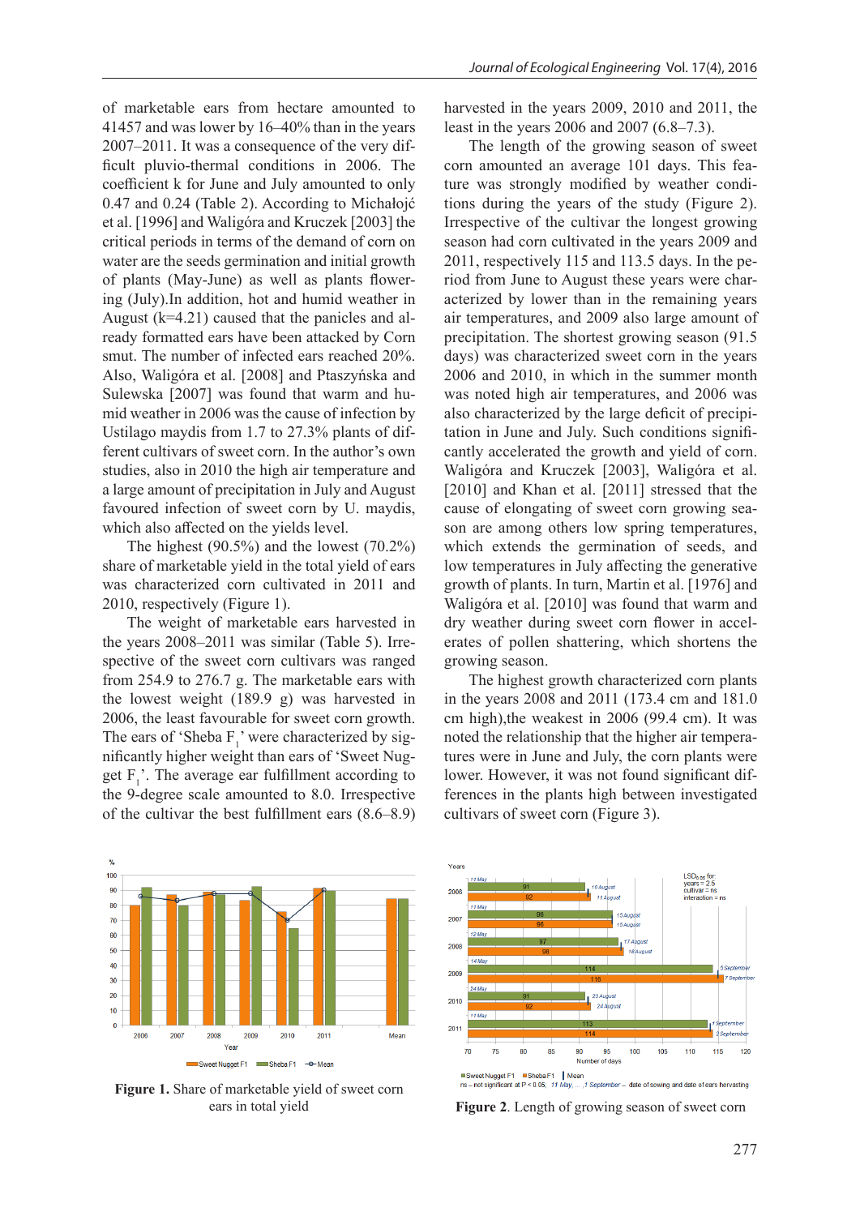of marketable ears from hectare amounted to 41457 and was lower by 16–40% than in the years 2007–2011. It was a consequence of the very difficult pluvio-thermal conditions in 2006. The coefficient k for June and July amounted to only 0.47 and 0.24 (Table 2). According to Michałojć et al. [1996] and Waligóra and Kruczek [2003] the critical periods in terms of the demand of corn on water are the seeds germination and initial growth of plants (May-June) as well as plants flowering (July).In addition, hot and humid weather in August (k=4.21) caused that the panicles and already formatted ears have been attacked by Corn smut. The number of infected ears reached 20%. Also, Waligóra et al. [2008] and Ptaszyńska and Sulewska [2007] was found that warm and humid weather in 2006 was the cause of infection by Ustilago maydis from 1.7 to 27.3% plants of different cultivars of sweet corn. In the author's own studies, also in 2010 the high air temperature and a large amount of precipitation in July and August favoured infection of sweet corn by U. maydis, which also affected on the yields level.

The highest (90.5%) and the lowest (70.2%) share of marketable yield in the total yield of ears was characterized corn cultivated in 2011 and 2010, respectively (Figure 1).

The weight of marketable ears harvested in the years 2008–2011 was similar (Table 5). Irrespective of the sweet corn cultivars was ranged from 254.9 to 276.7 g. The marketable ears with the lowest weight (189.9 g) was harvested in 2006, the least favourable for sweet corn growth. The ears of 'Sheba $F_1$' were characterized by significantly higher weight than ears of 'Sweet Nugget $F_1$'. The average ear fulfillment according to the 9-degree scale amounted to 8.0. Irrespective of the cultivar the best fulfillment ears (8.6–8.9) harvested in the years 2009, 2010 and 2011, the least in the years 2006 and 2007 (6.8–7.3).

The length of the growing season of sweet corn amounted an average 101 days. This feature was strongly modified by weather conditions during the years of the study (Figure 2). Irrespective of the cultivar the longest growing season had corn cultivated in the years 2009 and 2011, respectively 115 and 113.5 days. In the period from June to August these years were characterized by lower than in the remaining years air temperatures, and 2009 also large amount of precipitation. The shortest growing season (91.5 days) was characterized sweet corn in the years 2006 and 2010, in which in the summer month was noted high air temperatures, and 2006 was also characterized by the large deficit of precipitation in June and July. Such conditions significantly accelerated the growth and yield of corn. Waligóra and Kruczek [2003], Waligóra et al. [2010] and Khan et al. [2011] stressed that the cause of elongating of sweet corn growing season are among others low spring temperatures, which extends the germination of seeds, and low temperatures in July affecting the generative growth of plants. In turn, Martin et al. [1976] and Waligóra et al. [2010] was found that warm and dry weather during sweet corn flower in accelerates of pollen shattering, which shortens the growing season.

The highest growth characterized corn plants in the years 2008 and 2011 (173.4 cm and 181.0 cm high),the weakest in 2006 (99.4 cm). It was noted the relationship that the higher air temperatures were in June and July, the corn plants were lower. However, it was not found significant differences in the plants high between investigated cultivars of sweet corn (Figure 3).

**Figure 1.** Share of marketable yield of sweet corn ears in total yield

**Figure 2**. Length of growing season of sweet corn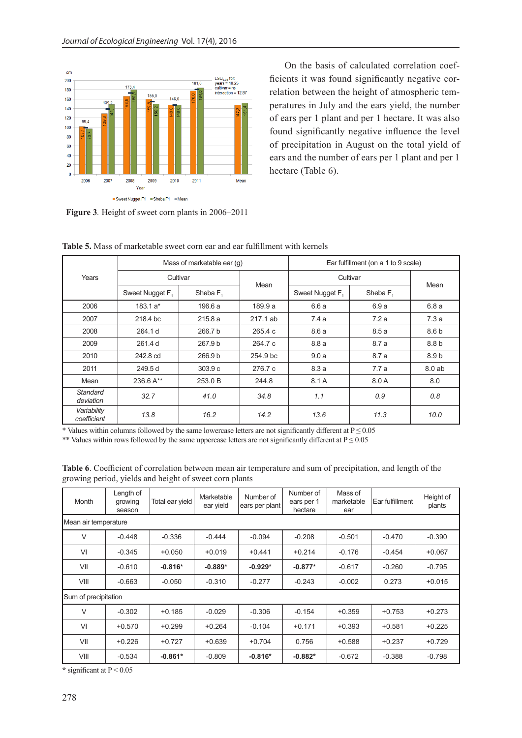Figure 3. Height of sweet corn plants in 2006–2011

On the basis of calculated correlation coefficients it was found significantly negative correlation between the height of atmospheric temperatures in July and the ears yield, the number of ears per 1 plant and per 1 hectare. It was also found significantly negative influence the level of precipitation in August on the total yield of ears and the number of ears per 1 plant and per 1 hectare (Table 6).

**Table 5.** Mass of marketable sweet corn ear and ear fulfillment with kernels

| Years | Mass of marketable ear (g) | | | Ear fulfillment (on a 1 to 9 scale) | | |
|---|---|---|---|---|---|---|
| | Cultivar | | Mean | Cultivar | | Mean |
| | Sweet Nugget $F_1$ | Sheba $F_1$ | | Sweet Nugget $F_1$ | Sheba $F_1$ | |
| 2006 | 183.1 a* | 196.6 a | 189.9 a | 6.6 a | 6.9 a | 6.8 a |
| 2007 | 218.4 bc | 215.8 a | 217.1 ab | 7.4 a | 7.2 a | 7.3 a |
| 2008 | 264.1 d | 266.7 b | 265.4 c | 8.6 a | 8.5 a | 8.6 b |
| 2009 | 261.4 d | 267.9 b | 264.7 c | 8.8 a | 8.7 a | 8.8 b |
| 2010 | 242.8 cd | 266.9 b | 254.9 bc | 9.0 a | 8.7 a | 8.9 b |
| 2011 | 249.5 d | 303.9 c | 276.7 c | 8.3 a | 7.7 a | 8.0 ab |
| Mean | 236.6 A** | 253.0 B | 244.8 | 8.1 A | 8.0 A | 8.0 |
| *Standard deviation* | *32.7* | *41.0* | *34.8* | *1.1* | *0.9* | *0.8* |
| *Variability coefficient* | *13.8* | *16.2* | *14.2* | *13.6* | *11.3* | *10.0* |

\* Values within columns followed by the same lowercase letters are not significantly different at $P \leq 0.05$

\*\* Values within rows followed by the same uppercase letters are not significantly different at $P \leq 0.05$

**Table 6**. Coefficient of correlation between mean air temperature and sum of precipitation, and length of the growing period, yields and height of sweet corn plants

| Month | Length of growing season | Total ear yield | Marketable ear yield | Number of ears per plant | Number of ears per 1 hectare | Mass of marketable ear | Ear fulfillment | Height of plants |
|---|---|---|---|---|---|---|---|---|
| Mean air temperature | | | | | | | | |
| V | -0.448 | -0.336 | -0.444 | -0.094 | -0.208 | -0.501 | -0.470 | -0.390 |
| VI | -0.345 | +0.050 | +0.019 | +0.441 | +0.214 | -0.176 | -0.454 | +0.067 |
| VII | -0.610 | **-0.816*** | **-0.889*** | **-0.929*** | **-0.877*** | -0.617 | -0.260 | -0.795 |
| VIII | -0.663 | -0.050 | -0.310 | -0.277 | -0.243 | -0.002 | 0.273 | +0.015 |
| Sum of precipitation | | | | | | | | |
| V | -0.302 | +0.185 | -0.029 | -0.306 | -0.154 | +0.359 | +0.753 | +0.273 |
| VI | +0.570 | +0.299 | +0.264 | -0.104 | +0.171 | +0.393 | +0.581 | +0.225 |
| VII | +0.226 | +0.727 | +0.639 | +0.704 | 0.756 | +0.588 | +0.237 | +0.729 |
| VIII | -0.534 | **-0.861*** | -0.809 | **-0.816*** | **-0.882*** | -0.672 | -0.388 | -0.798 |

\* significant at $P < 0.05$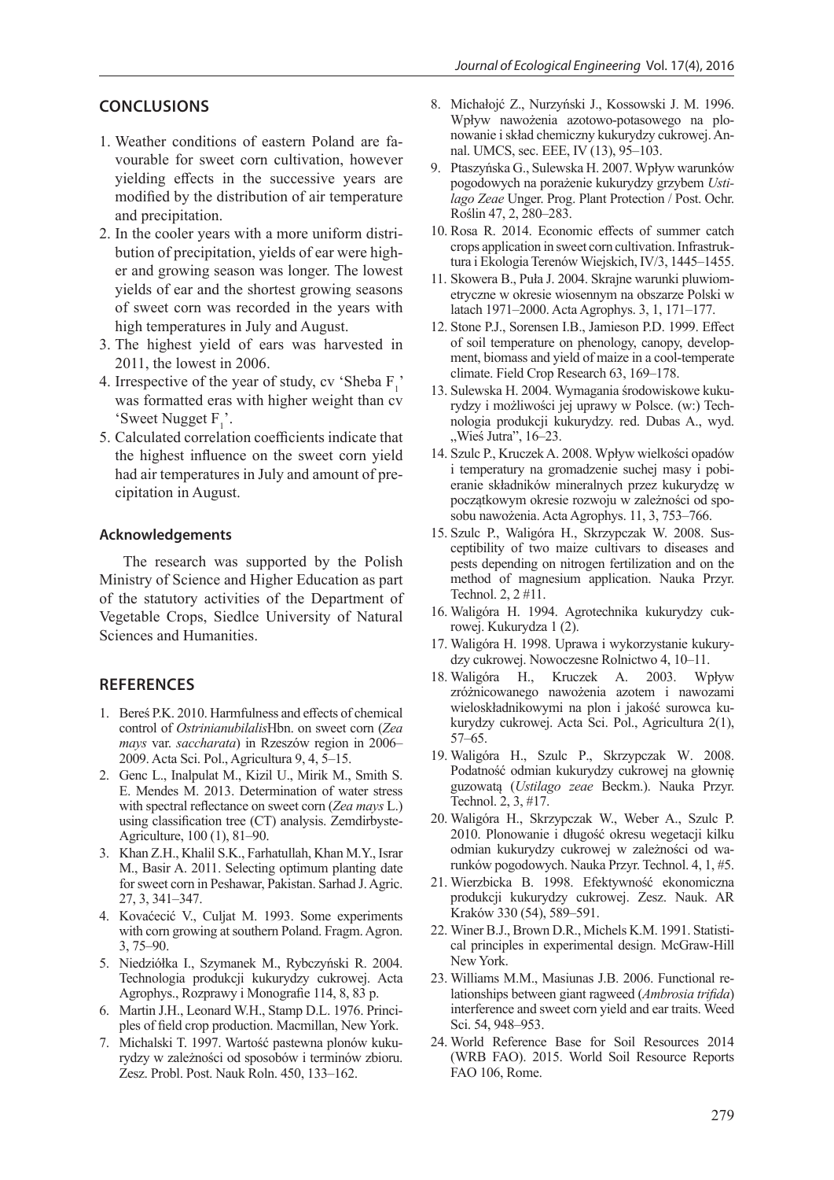## CONCLUSIONS

1. Weather conditions of eastern Poland are favourable for sweet corn cultivation, however yielding effects in the successive years are modified by the distribution of air temperature and precipitation.
2. In the cooler years with a more uniform distribution of precipitation, yields of ear were higher and growing season was longer. The lowest yields of ear and the shortest growing seasons of sweet corn was recorded in the years with high temperatures in July and August.
3. The highest yield of ears was harvested in 2011, the lowest in 2006.
4. Irrespective of the year of study, cv 'Sheba $F_1$' was formatted eras with higher weight than cv 'Sweet Nugget $F_1$'.
5. Calculated correlation coefficients indicate that the highest influence on the sweet corn yield had air temperatures in July and amount of precipitation in August.

### Acknowledgements

The research was supported by the Polish Ministry of Science and Higher Education as part of the statutory activities of the Department of Vegetable Crops, Siedlce University of Natural Sciences and Humanities.

## REFERENCES

1. Bereś P.K. 2010. Harmfulness and effects of chemical control of *Ostrinianubilalis*Hbn. on sweet corn (*Zea mays* var. *saccharata*) in Rzeszów region in 2006–2009. Acta Sci. Pol., Agricultura 9, 4, 5–15.
2. Genc L., Inalpulat M., Kizil U., Mirik M., Smith S. E. Mendes M. 2013. Determination of water stress with spectral reflectance on sweet corn (*Zea mays* L.) using classification tree (CT) analysis. Zemdirbyste-Agriculture, 100 (1), 81–90.
3. Khan Z.H., Khalil S.K., Farhatullah, Khan M.Y., Israr M., Basir A. 2011. Selecting optimum planting date for sweet corn in Peshawar, Pakistan. Sarhad J. Agric. 27, 3, 341–347.
4. Kovaćecić V., Culjat M. 1993. Some experiments with corn growing at southern Poland. Fragm. Agron. 3, 75–90.
5. Niedziółka I., Szymanek M., Rybczyński R. 2004. Technologia produkcji kukurydzy cukrowej. Acta Agrophys., Rozprawy i Monografie 114, 8, 83 p.
6. Martin J.H., Leonard W.H., Stamp D.L. 1976. Principles of field crop production. Macmillan, New York.
7. Michalski T. 1997. Wartość pastewna plonów kukurydzy w zależności od sposobów i terminów zbioru. Zesz. Probl. Post. Nauk Roln. 450, 133–162.
8. Michałojć Z., Nurzyński J., Kossowski J. M. 1996. Wpływ nawożenia azotowo-potasowego na plonowanie i skład chemiczny kukurydzy cukrowej. Annal. UMCS, sec. EEE, IV (13), 95–103.
9. Ptaszyńska G., Sulewska H. 2007. Wpływ warunków pogodowych na porażenie kukurydzy grzybem *Ustilago Zeae* Unger. Prog. Plant Protection / Post. Ochr. Roślin 47, 2, 280–283.
10. Rosa R. 2014. Economic effects of summer catch crops application in sweet corn cultivation. Infrastruktura i Ekologia Terenów Wiejskich, IV/3, 1445–1455.
11. Skowera B., Puła J. 2004. Skrajne warunki pluwiometryczne w okresie wiosennym na obszarze Polski w latach 1971–2000. Acta Agrophys. 3, 1, 171–177.
12. Stone P.J., Sorensen I.B., Jamieson P.D. 1999. Effect of soil temperature on phenology, canopy, development, biomass and yield of maize in a cool-temperate climate. Field Crop Research 63, 169–178.
13. Sulewska H. 2004. Wymagania środowiskowe kukurydzy i możliwości jej uprawy w Polsce. (w:) Technologia produkcji kukurydzy. red. Dubas A., wyd. „Wieś Jutra", 16–23.
14. Szulc P., Kruczek A. 2008. Wpływ wielkości opadów i temperatury na gromadzenie suchej masy i pobieranie składników mineralnych przez kukurydzę w początkowym okresie rozwoju w zależności od sposobu nawożenia. Acta Agrophys. 11, 3, 753–766.
15. Szulc P., Waligóra H., Skrzypczak W. 2008. Susceptibility of two maize cultivars to diseases and pests depending on nitrogen fertilization and on the method of magnesium application. Nauka Przyr. Technol. 2, 2 #11.
16. Waligóra H. 1994. Agrotechnika kukurydzy cukrowej. Kukurydza 1 (2).
17. Waligóra H. 1998. Uprawa i wykorzystanie kukurydzy cukrowej. Nowoczesne Rolnictwo 4, 10–11.
18. Waligóra H., Kruczek A. 2003. Wpływ zróżnicowanego nawożenia azotem i nawozami wieloskładnikowymi na plon i jakość surowca kukurydzy cukrowej. Acta Sci. Pol., Agricultura 2(1), 57–65.
19. Waligóra H., Szulc P., Skrzypczak W. 2008. Podatność odmian kukurydzy cukrowej na głownię guzowatą (*Ustilago zeae* Beckm.). Nauka Przyr. Technol. 2, 3, #17.
20. Waligóra H., Skrzypczak W., Weber A., Szulc P. 2010. Plonowanie i długość okresu wegetacji kilku odmian kukurydzy cukrowej w zależności od warunków pogodowych. Nauka Przyr. Technol. 4, 1, #5.
21. Wierzbicka B. 1998. Efektywność ekonomiczna produkcji kukurydzy cukrowej. Zesz. Nauk. AR Kraków 330 (54), 589–591.
22. Winer B.J., Brown D.R., Michels K.M. 1991. Statistical principles in experimental design. McGraw-Hill New York.
23. Williams M.M., Masiunas J.B. 2006. Functional relationships between giant ragweed (*Ambrosia trifida*) interference and sweet corn yield and ear traits. Weed Sci. 54, 948–953.
24. World Reference Base for Soil Resources 2014 (WRB FAO). 2015. World Soil Resource Reports FAO 106, Rome.